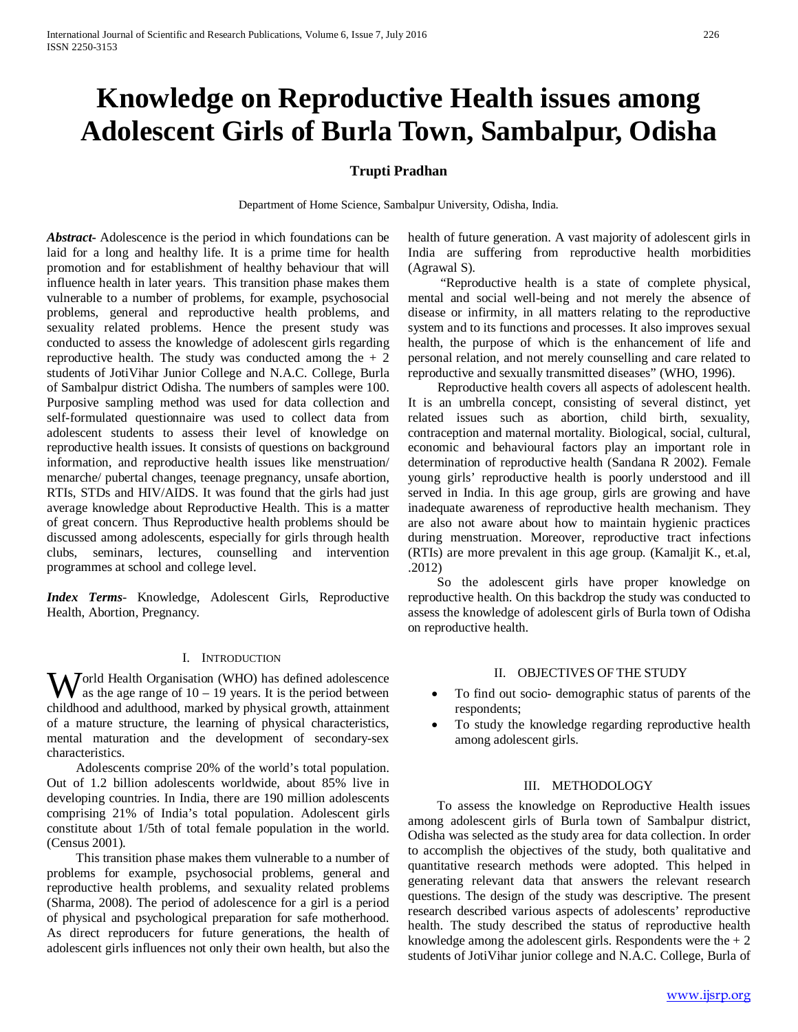# Knowledge on Reproductive Health issues among Adolescent Girls of Burla Town, Sambalpur, Odisha

**Trupti Pradhan**

Department of Home Science, Sambalpur University, Odisha, India.

***Abstract***- Adolescence is the period in which foundations can be laid for a long and healthy life. It is a prime time for health promotion and for establishment of healthy behaviour that will influence health in later years. This transition phase makes them vulnerable to a number of problems, for example, psychosocial problems, general and reproductive health problems, and sexuality related problems. Hence the present study was conducted to assess the knowledge of adolescent girls regarding reproductive health. The study was conducted among the + 2 students of JotiVihar Junior College and N.A.C. College, Burla of Sambalpur district Odisha. The numbers of samples were 100. Purposive sampling method was used for data collection and self-formulated questionnaire was used to collect data from adolescent students to assess their level of knowledge on reproductive health issues. It consists of questions on background information, and reproductive health issues like menstruation/ menarche/ pubertal changes, teenage pregnancy, unsafe abortion, RTIs, STDs and HIV/AIDS. It was found that the girls had just average knowledge about Reproductive Health. This is a matter of great concern. Thus Reproductive health problems should be discussed among adolescents, especially for girls through health clubs, seminars, lectures, counselling and intervention programmes at school and college level.

***Index Terms***- Knowledge, Adolescent Girls, Reproductive Health, Abortion, Pregnancy.

## I. Introduction

World Health Organisation (WHO) has defined adolescence as the age range of 10 – 19 years. It is the period between childhood and adulthood, marked by physical growth, attainment of a mature structure, the learning of physical characteristics, mental maturation and the development of secondary-sex characteristics.

Adolescents comprise 20% of the world's total population. Out of 1.2 billion adolescents worldwide, about 85% live in developing countries. In India, there are 190 million adolescents comprising 21% of India's total population. Adolescent girls constitute about 1/5th of total female population in the world. (Census 2001).

This transition phase makes them vulnerable to a number of problems for example, psychosocial problems, general and reproductive health problems, and sexuality related problems (Sharma, 2008). The period of adolescence for a girl is a period of physical and psychological preparation for safe motherhood. As direct reproducers for future generations, the health of adolescent girls influences not only their own health, but also the health of future generation. A vast majority of adolescent girls in India are suffering from reproductive health morbidities (Agrawal S).

"Reproductive health is a state of complete physical, mental and social well-being and not merely the absence of disease or infirmity, in all matters relating to the reproductive system and to its functions and processes. It also improves sexual health, the purpose of which is the enhancement of life and personal relation, and not merely counselling and care related to reproductive and sexually transmitted diseases" (WHO, 1996).

Reproductive health covers all aspects of adolescent health. It is an umbrella concept, consisting of several distinct, yet related issues such as abortion, child birth, sexuality, contraception and maternal mortality. Biological, social, cultural, economic and behavioural factors play an important role in determination of reproductive health (Sandana R 2002). Female young girls' reproductive health is poorly understood and ill served in India. In this age group, girls are growing and have inadequate awareness of reproductive health mechanism. They are also not aware about how to maintain hygienic practices during menstruation. Moreover, reproductive tract infections (RTIs) are more prevalent in this age group. (Kamaljit K., et.al, .2012)

So the adolescent girls have proper knowledge on reproductive health. On this backdrop the study was conducted to assess the knowledge of adolescent girls of Burla town of Odisha on reproductive health.

## II. Objectives of the Study

- To find out socio- demographic status of parents of the respondents;
- To study the knowledge regarding reproductive health among adolescent girls.

## III. Methodology

To assess the knowledge on Reproductive Health issues among adolescent girls of Burla town of Sambalpur district, Odisha was selected as the study area for data collection. In order to accomplish the objectives of the study, both qualitative and quantitative research methods were adopted. This helped in generating relevant data that answers the relevant research questions. The design of the study was descriptive. The present research described various aspects of adolescents' reproductive health. The study described the status of reproductive health knowledge among the adolescent girls. Respondents were the + 2 students of JotiVihar junior college and N.A.C. College, Burla of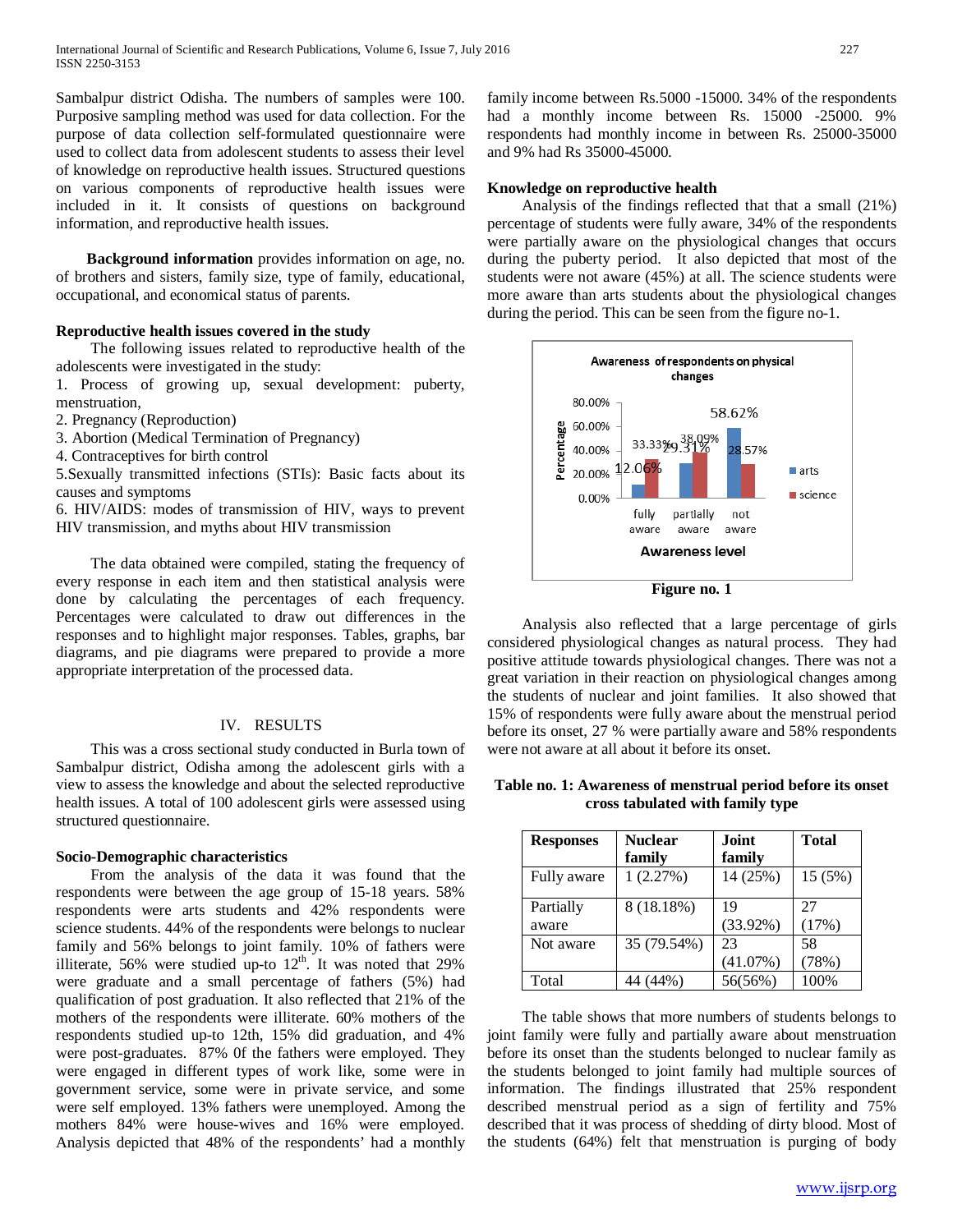Sambalpur district Odisha. The numbers of samples were 100. Purposive sampling method was used for data collection. For the purpose of data collection self-formulated questionnaire were used to collect data from adolescent students to assess their level of knowledge on reproductive health issues. Structured questions on various components of reproductive health issues were included in it. It consists of questions on background information, and reproductive health issues.

**Background information** provides information on age, no. of brothers and sisters, family size, type of family, educational, occupational, and economical status of parents.

**Reproductive health issues covered in the study**

The following issues related to reproductive health of the adolescents were investigated in the study:

1. Process of growing up, sexual development: puberty, menstruation,
2. Pregnancy (Reproduction)
3. Abortion (Medical Termination of Pregnancy)
4. Contraceptives for birth control
5. Sexually transmitted infections (STIs): Basic facts about its causes and symptoms
6. HIV/AIDS: modes of transmission of HIV, ways to prevent HIV transmission, and myths about HIV transmission

The data obtained were compiled, stating the frequency of every response in each item and then statistical analysis were done by calculating the percentages of each frequency. Percentages were calculated to draw out differences in the responses and to highlight major responses. Tables, graphs, bar diagrams, and pie diagrams were prepared to provide a more appropriate interpretation of the processed data.

## IV. RESULTS

This was a cross sectional study conducted in Burla town of Sambalpur district, Odisha among the adolescent girls with a view to assess the knowledge and about the selected reproductive health issues. A total of 100 adolescent girls were assessed using structured questionnaire.

**Socio-Demographic characteristics**

From the analysis of the data it was found that the respondents were between the age group of 15-18 years. 58% respondents were arts students and 42% respondents were science students. 44% of the respondents were belongs to nuclear family and 56% belongs to joint family. 10% of fathers were illiterate, 56% were studied up-to 12$^{th}$. It was noted that 29% were graduate and a small percentage of fathers (5%) had qualification of post graduation. It also reflected that 21% of the mothers of the respondents were illiterate. 60% mothers of the respondents studied up-to 12th, 15% did graduation, and 4% were post-graduates. 87% 0f the fathers were employed. They were engaged in different types of work like, some were in government service, some were in private service, and some were self employed. 13% fathers were unemployed. Among the mothers 84% were house-wives and 16% were employed. Analysis depicted that 48% of the respondents' had a monthly family income between Rs.5000 -15000. 34% of the respondents had a monthly income between Rs. 15000 -25000. 9% respondents had monthly income in between Rs. 25000-35000 and 9% had Rs 35000-45000.

**Knowledge on reproductive health**

Analysis of the findings reflected that that a small (21%) percentage of students were fully aware, 34% of the respondents were partially aware on the physiological changes that occurs during the puberty period. It also depicted that most of the students were not aware (45%) at all. The science students were more aware than arts students about the physiological changes during the period. This can be seen from the figure no-1.

Awareness of respondents on physical changes

Percentage

80.00%
60.00%
40.00%
20.00%
0.00%

12.06%
33.33%
29.31%
38.09%
58.62%
28.57%

fully aware
partially aware
not aware

Awareness level

arts
science

**Figure no. 1**

Analysis also reflected that a large percentage of girls considered physiological changes as natural process. They had positive attitude towards physiological changes. There was not a great variation in their reaction on physiological changes among the students of nuclear and joint families. It also showed that 15% of respondents were fully aware about the menstrual period before its onset, 27 % were partially aware and 58% respondents were not aware at all about it before its onset.

**Table no. 1: Awareness of menstrual period before its onset cross tabulated with family type**

| Responses | Nuclear family | Joint family | Total |
|---|---|---|---|
| Fully aware | 1 (2.27%) | 14 (25%) | 15 (5%) |
| Partially aware | 8 (18.18%) | 19 (33.92%) | 27 (17%) |
| Not aware | 35 (79.54%) | 23 (41.07%) | 58 (78%) |
| Total | 44 (44%) | 56(56%) | 100% |

The table shows that more numbers of students belongs to joint family were fully and partially aware about menstruation before its onset than the students belonged to nuclear family as the students belonged to joint family had multiple sources of information. The findings illustrated that 25% respondent described menstrual period as a sign of fertility and 75% described that it was process of shedding of dirty blood. Most of the students (64%) felt that menstruation is purging of body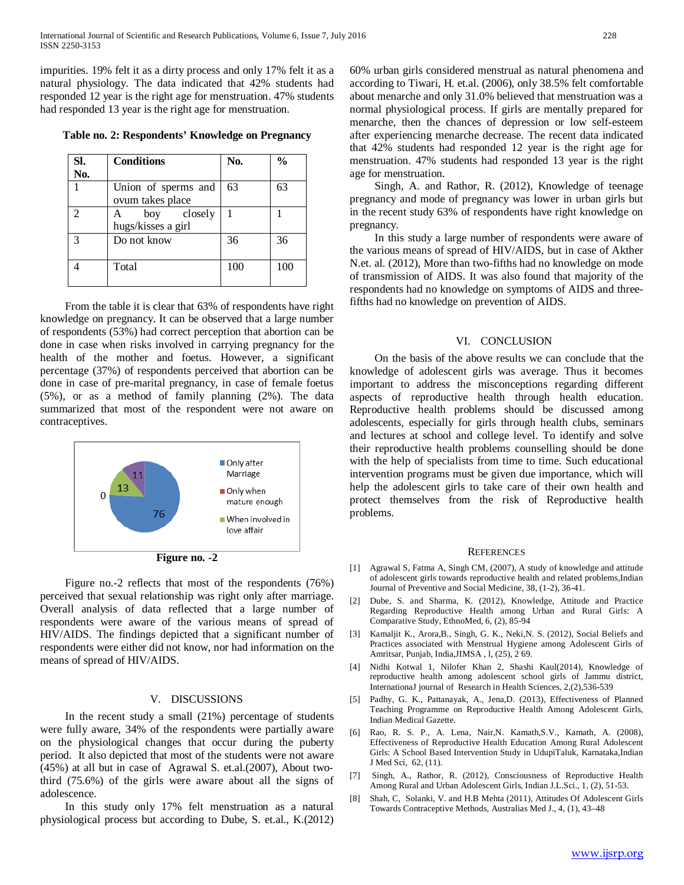impurities. 19% felt it as a dirty process and only 17% felt it as a natural physiology. The data indicated that 42% students had responded 12 year is the right age for menstruation. 47% students had responded 13 year is the right age for menstruation.

**Table no. 2: Respondents' Knowledge on Pregnancy**

| Sl. No. | Conditions | No. | % |
|---|---|---|---|
| 1 | Union of sperms and ovum takes place | 63 | 63 |
| 2 | A boy closely hugs/kisses a girl | 1 | 1 |
| 3 | Do not know | 36 | 36 |
| 4 | Total | 100 | 100 |

From the table it is clear that 63% of respondents have right knowledge on pregnancy. It can be observed that a large number of respondents (53%) had correct perception that abortion can be done in case when risks involved in carrying pregnancy for the health of the mother and foetus. However, a significant percentage (37%) of respondents perceived that abortion can be done in case of pre-marital pregnancy, in case of female foetus (5%), or as a method of family planning (2%). The data summarized that most of the respondent were not aware on contraceptives.

| Response | Value |
|---|---|
| Only after Marriage | 76 |
| Only when mature enough | 0 |
| When involved in love affair | 13 |
| (unlabelled segment) | 11 |

**Figure no. -2**

Figure no.-2 reflects that most of the respondents (76%) perceived that sexual relationship was right only after marriage. Overall analysis of data reflected that a large number of respondents were aware of the various means of spread of HIV/AIDS. The findings depicted that a significant number of respondents were either did not know, nor had information on the means of spread of HIV/AIDS.

## V. DISCUSSIONS

In the recent study a small (21%) percentage of students were fully aware, 34% of the respondents were partially aware on the physiological changes that occur during the puberty period. It also depicted that most of the students were not aware (45%) at all but in case of Agrawal S. et.al.(2007), About two-third (75.6%) of the girls were aware about all the signs of adolescence.

In this study only 17% felt menstruation as a natural physiological process but according to Dube, S. et.al., K.(2012) 60% urban girls considered menstrual as natural phenomena and according to Tiwari, H. et.al. (2006), only 38.5% felt comfortable about menarche and only 31.0% believed that menstruation was a normal physiological process. If girls are mentally prepared for menarche, then the chances of depression or low self-esteem after experiencing menarche decrease. The recent data indicated that 42% students had responded 12 year is the right age for menstruation. 47% students had responded 13 year is the right age for menstruation.

Singh, A. and Rathor, R. (2012), Knowledge of teenage pregnancy and mode of pregnancy was lower in urban girls but in the recent study 63% of respondents have right knowledge on pregnancy.

In this study a large number of respondents were aware of the various means of spread of HIV/AIDS, but in case of Akther N.et. al. (2012), More than two-fifths had no knowledge on mode of transmission of AIDS. It was also found that majority of the respondents had no knowledge on symptoms of AIDS and three-fifths had no knowledge on prevention of AIDS.

## VI. CONCLUSION

On the basis of the above results we can conclude that the knowledge of adolescent girls was average. Thus it becomes important to address the misconceptions regarding different aspects of reproductive health through health education. Reproductive health problems should be discussed among adolescents, especially for girls through health clubs, seminars and lectures at school and college level. To identify and solve their reproductive health problems counselling should be done with the help of specialists from time to time. Such educational intervention programs must be given due importance, which will help the adolescent girls to take care of their own health and protect themselves from the risk of Reproductive health problems.

## REFERENCES

[1] Agrawal S, Fatma A, Singh CM, (2007), A study of knowledge and attitude of adolescent girls towards reproductive health and related problems,Indian Journal of Preventive and Social Medicine, 38, (1-2), 36-41.

[2] Dube, S. and Sharma, K. (2012), Knowledge, Attitude and Practice Regarding Reproductive Health among Urban and Rural Girls: A Comparative Study, EthnoMed, 6, (2), 85-94

[3] Kamaljit K., Arora,B., Singh, G. K., Neki,N. S. (2012), Social Beliefs and Practices associated with Menstrual Hygiene among Adolescent Girls of Amritsar, Punjab, India,JIMSA , l, (25), 2 69.

[4] Nidhi Kotwal 1, Nilofer Khan 2, Shashi Kaul(2014), Knowledge of reproductive health among adolescent school girls of Jammu district, InternationaJ journal of Research in Health Sciences, 2,(2),536-539

[5] Padhy, G. K., Pattanayak, A., Jena,D. (2013), Effectiveness of Planned Teaching Programme on Reproductive Health Among Adolescent Girls, Indian Medical Gazette.

[6] Rao, R. S. P., A. Lena, Nair,N. Kamath,S.V., Kamath, A. (2008), Effectiveness of Reproductive Health Education Among Rural Adolescent Girls: A School Based Intervention Study in UdupiTaluk, Karnataka,Indian J Med Sci, 62, (11).

[7] Singh, A., Rathor, R. (2012), Consciousness of Reproductive Health Among Rural and Urban Adolescent Girls, Indian J.L.Sci., 1, (2), 51-53.

[8] Shah, C, Solanki, V. and H.B Mehta (2011), Attitudes Of Adolescent Girls Towards Contraceptive Methods, Australias Med J., 4, (1), 43–48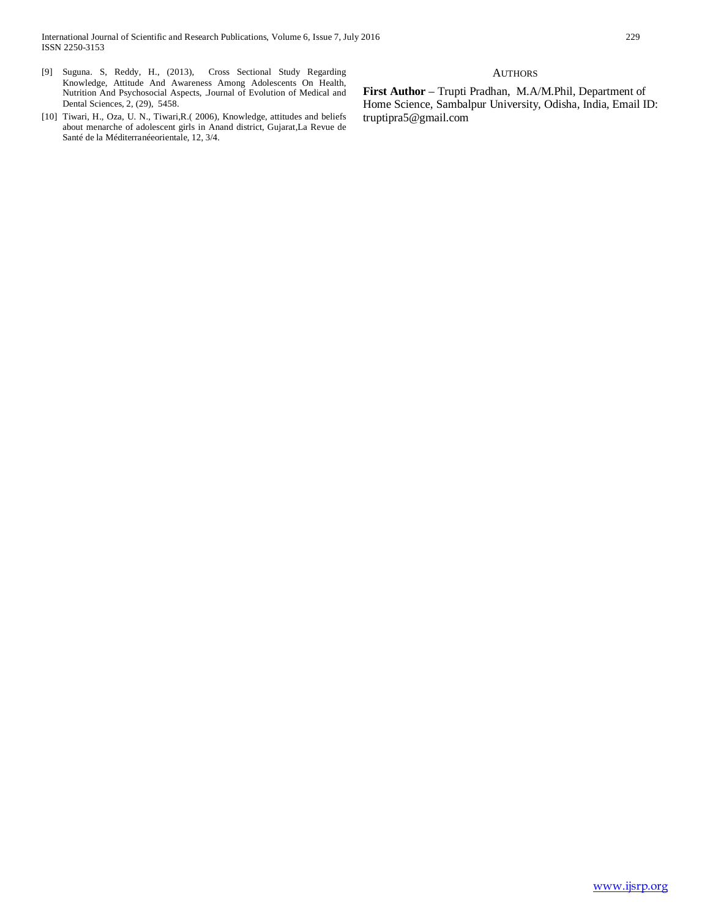[9] Suguna. S, Reddy, H., (2013), Cross Sectional Study Regarding Knowledge, Attitude And Awareness Among Adolescents On Health, Nutrition And Psychosocial Aspects, .Journal of Evolution of Medical and Dental Sciences, 2, (29), 5458.

[10] Tiwari, H., Oza, U. N., Tiwari,R.( 2006), Knowledge, attitudes and beliefs about menarche of adolescent girls in Anand district, Gujarat,La Revue de Santé de la Méditerranéeorientale, 12, 3/4.

## Authors

**First Author** – Trupti Pradhan, M.A/M.Phil, Department of Home Science, Sambalpur University, Odisha, India, Email ID: truptipra5@gmail.com